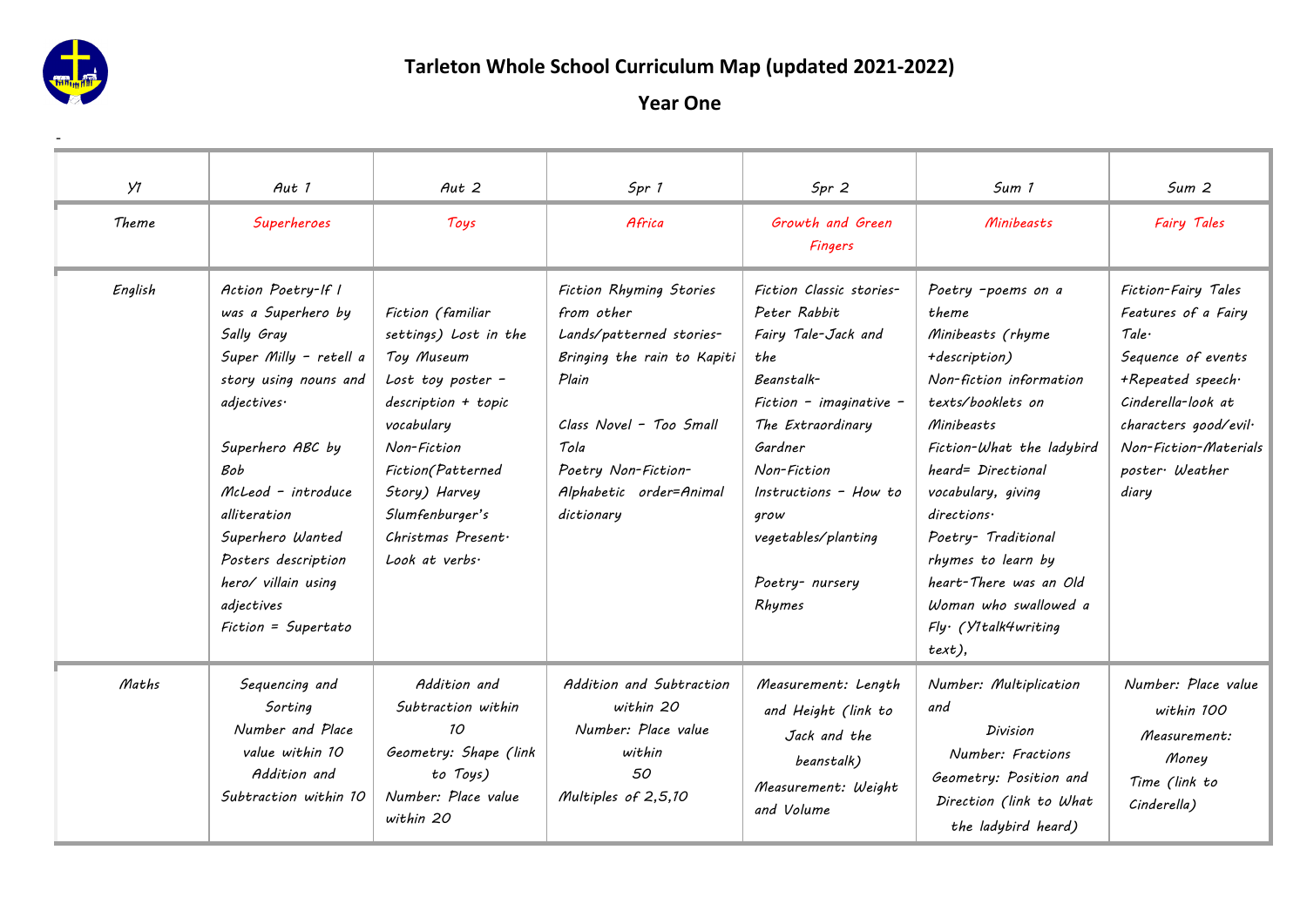# Tarleton Whole School Curriculum Map (updated 2021-2022)

## Year One

-

| Y1 | Aut 1 | Aut 2 | Spr 1 | Spr 2 | Sum 1 | Sum 2 |
|---|---|---|---|---|---|---|
| Theme | Superheroes | Toys | Africa | Growth and Green Fingers | Minibeasts | Fairy Tales |
| English | Action Poetry-If I was a Superhero by Sally Gray<br>Super Milly - retell a story using nouns and adjectives.<br><br>Superhero ABC by Bob McLeod - introduce alliteration<br>Superhero Wanted Posters description hero/ villain using adjectives<br>Fiction = Supertato | Fiction (familiar settings) Lost in the Toy Museum<br>Lost toy poster - description + topic vocabulary<br>Non-Fiction<br>Fiction(Patterned Story) Harvey Slumfenburger's Christmas Present.<br>Look at verbs. | Fiction Rhyming Stories from other Lands/patterned stories- Bringing the rain to Kapiti Plain<br><br>Class Novel - Too Small Tola<br>Poetry Non-Fiction-Alphabetic order=Animal dictionary | Fiction Classic stories-Peter Rabbit<br>Fairy Tale-Jack and the Beanstalk-<br>Fiction - imaginative - The Extraordinary Gardner<br>Non-Fiction Instructions - How to grow vegetables/planting<br><br>Poetry- nursery Rhymes | Poetry -poems on a theme<br>Minibeasts (rhyme +description)<br>Non-fiction information texts/booklets on Minibeasts<br>Fiction-What the ladybird heard= Directional vocabulary, giving directions.<br>Poetry- Traditional rhymes to learn by heart-There was an Old Woman who swallowed a Fly. (Y1talk4writing text), | Fiction-Fairy Tales<br>Features of a Fairy Tale.<br>Sequence of events +Repeated speech.<br>Cinderella-look at characters good/evil.<br>Non-Fiction-Materials poster. Weather diary |
| Maths | Sequencing and Sorting<br>Number and Place value within 10<br>Addition and Subtraction within 10 | Addition and Subtraction within 10<br>Geometry: Shape (link to Toys)<br>Number: Place value within 20 | Addition and Subtraction within 20<br>Number: Place value within 50<br>Multiples of 2,5,10 | Measurement: Length and Height (link to Jack and the beanstalk)<br>Measurement: Weight and Volume | Number: Multiplication and Division<br>Number: Fractions<br>Geometry: Position and Direction (link to What the ladybird heard) | Number: Place value within 100<br>Measurement: Money<br>Time (link to Cinderella) |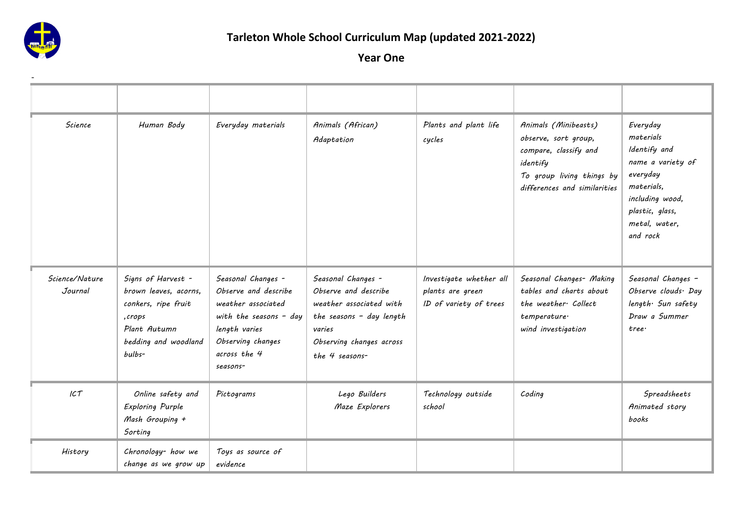## Tarleton Whole School Curriculum Map (updated 2021-2022)

## Year One

-

| | | | | | | |
|---|---|---|---|---|---|---|
| Science | Human Body | Everyday materials | Animals (African) Adaptation | Plants and plant life cycles | Animals (Minibeasts) observe, sort group, compare, classify and identify To group living things by differences and similarities | Everyday materials Identify and name a variety of everyday materials, including wood, plastic, glass, metal, water, and rock |
| Science/Nature Journal | Signs of Harvest - brown leaves, acorns, conkers, ripe fruit ,crops Plant Autumn bedding and woodland bulbs- | Seasonal Changes - Observe and describe weather associated with the seasons – day length varies Observing changes across the 4 seasons- | Seasonal Changes - Observe and describe weather associated with the seasons – day length varies Observing changes across the 4 seasons- | Investigate whether all plants are green ID of variety of trees | Seasonal Changes- Making tables and charts about the weather. Collect temperature. wind investigation | Seasonal Changes – Observe clouds. Day length. Sun safety Draw a Summer tree. |
| ICT | Online safety and Exploring Purple Mash Grouping + Sorting | Pictograms | Lego Builders Maze Explorers | Technology outside school | Coding | Spreadsheets Animated story books |
| History | Chronology- how we change as we grow up | Toys as source of evidence | | | | |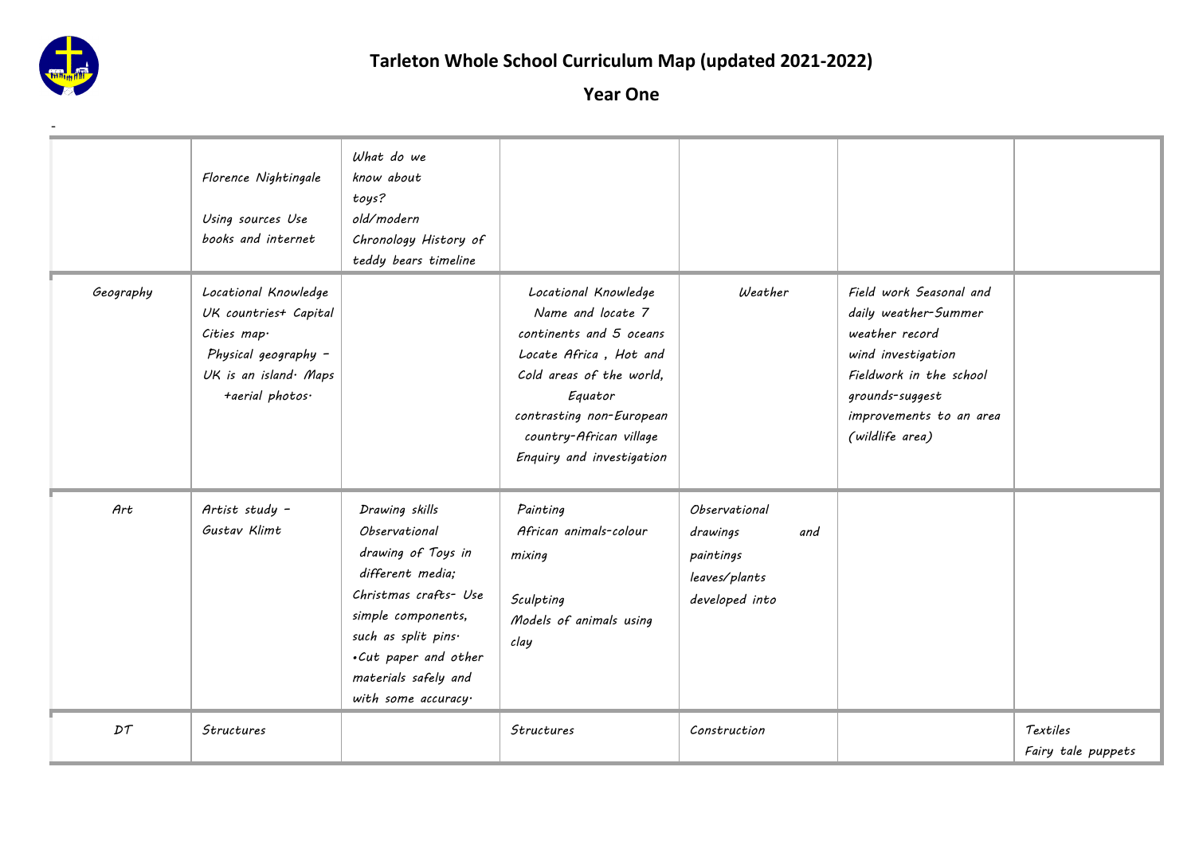# Tarleton Whole School Curriculum Map (updated 2021-2022)

## Year One

-

| | | | | | | |
|---|---|---|---|---|---|---|
| | Florence Nightingale<br><br>Using sources Use books and internet | What do we know about toys?<br>old/modern<br>Chronology History of teddy bears timeline | | | | |
| Geography | Locational Knowledge UK countries+ Capital Cities map.<br>Physical geography – UK is an island. Maps +aerial photos. | | Locational Knowledge Name and locate 7 continents and 5 oceans Locate Africa , Hot and Cold areas of the world, Equator contrasting non-European country-African village Enquiry and investigation | Weather | Field work Seasonal and daily weather-Summer weather record wind investigation Fieldwork in the school grounds-suggest improvements to an area (wildlife area) | |
| Art | Artist study – Gustav Klimt | Drawing skills Observational drawing of Toys in different media;<br>Christmas crafts- Use simple components, such as split pins.<br>•Cut paper and other materials safely and with some accuracy. | Painting<br>African animals-colour mixing<br><br>Sculpting<br>Models of animals using clay | Observational drawings and paintings leaves/plants developed into | | |
| DT | Structures | | Structures | Construction | | Textiles<br>Fairy tale puppets |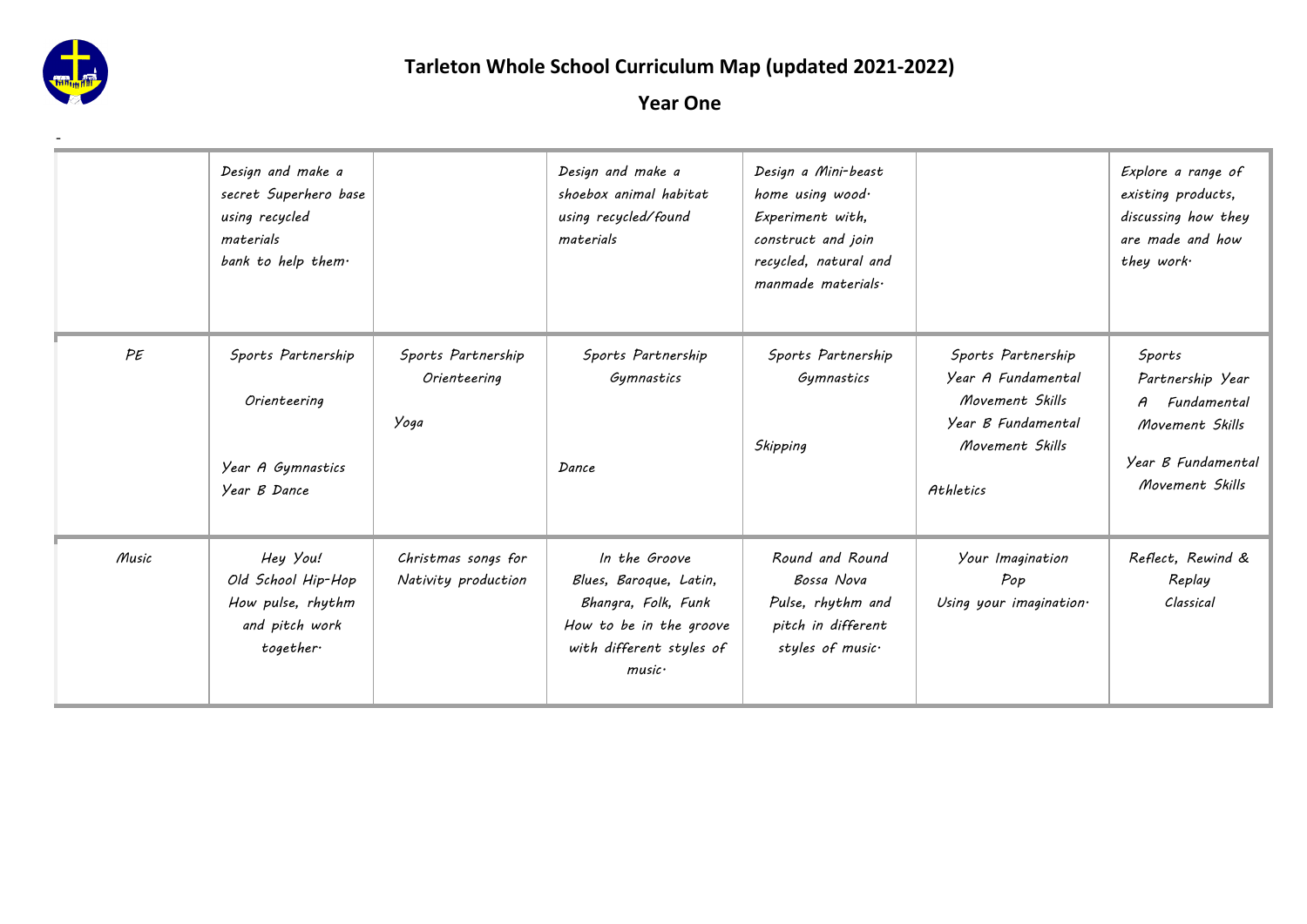# Tarleton Whole School Curriculum Map (updated 2021-2022)

## Year One

-

| | | | | | | |
|---|---|---|---|---|---|---|
| | Design and make a secret Superhero base using recycled materials bank to help them. | | Design and make a shoebox animal habitat using recycled/found materials | Design a Mini-beast home using wood. Experiment with, construct and join recycled, natural and manmade materials. | | Explore a range of existing products, discussing how they are made and how they work. |
| PE | Sports Partnership<br>Orienteering<br>Year A Gymnastics<br>Year B Dance | Sports Partnership<br>Orienteering<br>Yoga | Sports Partnership<br>Gymnastics<br>Dance | Sports Partnership<br>Gymnastics<br>Skipping | Sports Partnership<br>Year A Fundamental Movement Skills<br>Year B Fundamental Movement Skills<br>Athletics | Sports Partnership Year A Fundamental Movement Skills<br>Year B Fundamental Movement Skills |
| Music | Hey You!<br>Old School Hip-Hop<br>How pulse, rhythm and pitch work together. | Christmas songs for Nativity production | In the Groove<br>Blues, Baroque, Latin, Bhangra, Folk, Funk<br>How to be in the groove with different styles of music. | Round and Round<br>Bossa Nova<br>Pulse, rhythm and pitch in different styles of music. | Your Imagination<br>Pop<br>Using your imagination. | Reflect, Rewind & Replay<br>Classical |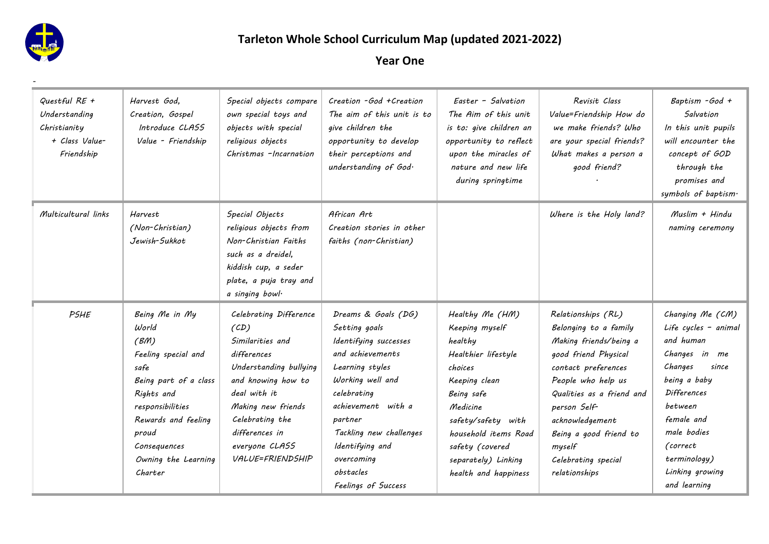# Tarleton Whole School Curriculum Map (updated 2021-2022)

## Year One

-

| Questful RE + Understanding Christianity + Class Value-Friendship | Harvest God, Creation, Gospel Introduce CLASS Value - Friendship | Special objects compare own special toys and objects with special religious objects Christmas –Incarnation | Creation -God +Creation The aim of this unit is to give children the opportunity to develop their perceptions and understanding of God. | Easter - Salvation The Aim of this unit is to: give children an opportunity to reflect upon the miracles of nature and new life during springtime | Revisit Class Value=Friendship How do we make friends? Who are your special friends? What makes a person a good friend? . | Baptism -God + Salvation In this unit pupils will encounter the concept of GOD through the promises and symbols of baptism. |
|---|---|---|---|---|---|---|
| Multicultural links | Harvest (Non-Christian) Jewish-Sukkot | Special Objects religious objects from Non-Christian Faiths such as a dreidel, kiddish cup, a seder plate, a puja tray and a singing bowl. | African Art Creation stories in other faiths (non-Christian) | | Where is the Holy land? | Muslim + Hindu naming ceremony |
| PSHE | Being Me in My World (BM) Feeling special and safe Being part of a class Rights and responsibilities Rewards and feeling proud Consequences Owning the Learning Charter | Celebrating Difference (CD) Similarities and differences Understanding bullying and knowing how to deal with it Making new friends Celebrating the differences in everyone CLASS VALUE=FRIENDSHIP | Dreams & Goals (DG) Setting goals Identifying successes and achievements Learning styles Working well and celebrating achievement with a partner Tackling new challenges Identifying and overcoming obstacles Feelings of Success | Healthy Me (HM) Keeping myself healthy Healthier lifestyle choices Keeping clean Being safe Medicine safety/safety with household items Road safety (covered separately) Linking health and happiness | Relationships (RL) Belonging to a family Making friends/being a good friend Physical contact preferences People who help us Qualities as a friend and person Self-acknowledgement Being a good friend to myself Celebrating special relationships | Changing Me (CM) Life cycles - animal and human Changes in me Changes since being a baby Differences between female and male bodies (correct terminology) Linking growing and learning |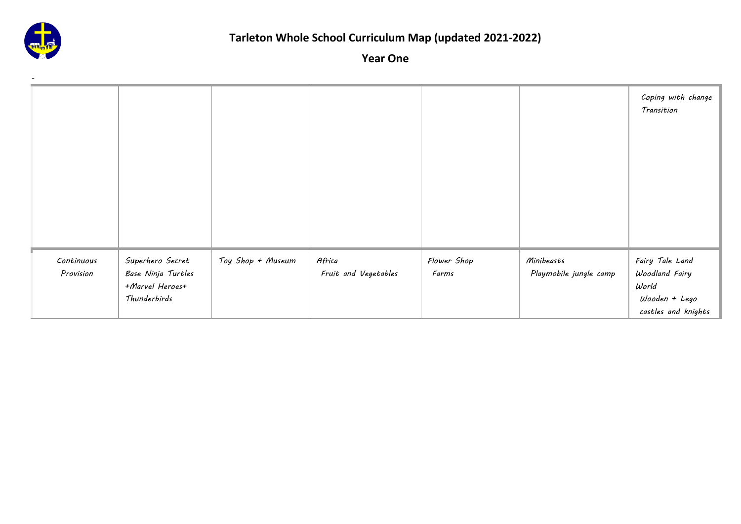# Tarleton Whole School Curriculum Map (updated 2021-2022)

## Year One

-

| | | | | | | |
|---|---|---|---|---|---|---|
| | | | | | | Coping with change Transition |
| Continuous Provision | Superhero Secret Base Ninja Turtles +Marvel Heroes+ Thunderbirds | Toy Shop + Museum | Africa Fruit and Vegetables | Flower Shop Farms | Minibeasts Playmobile jungle camp | Fairy Tale Land Woodland Fairy World Wooden + Lego castles and knights |